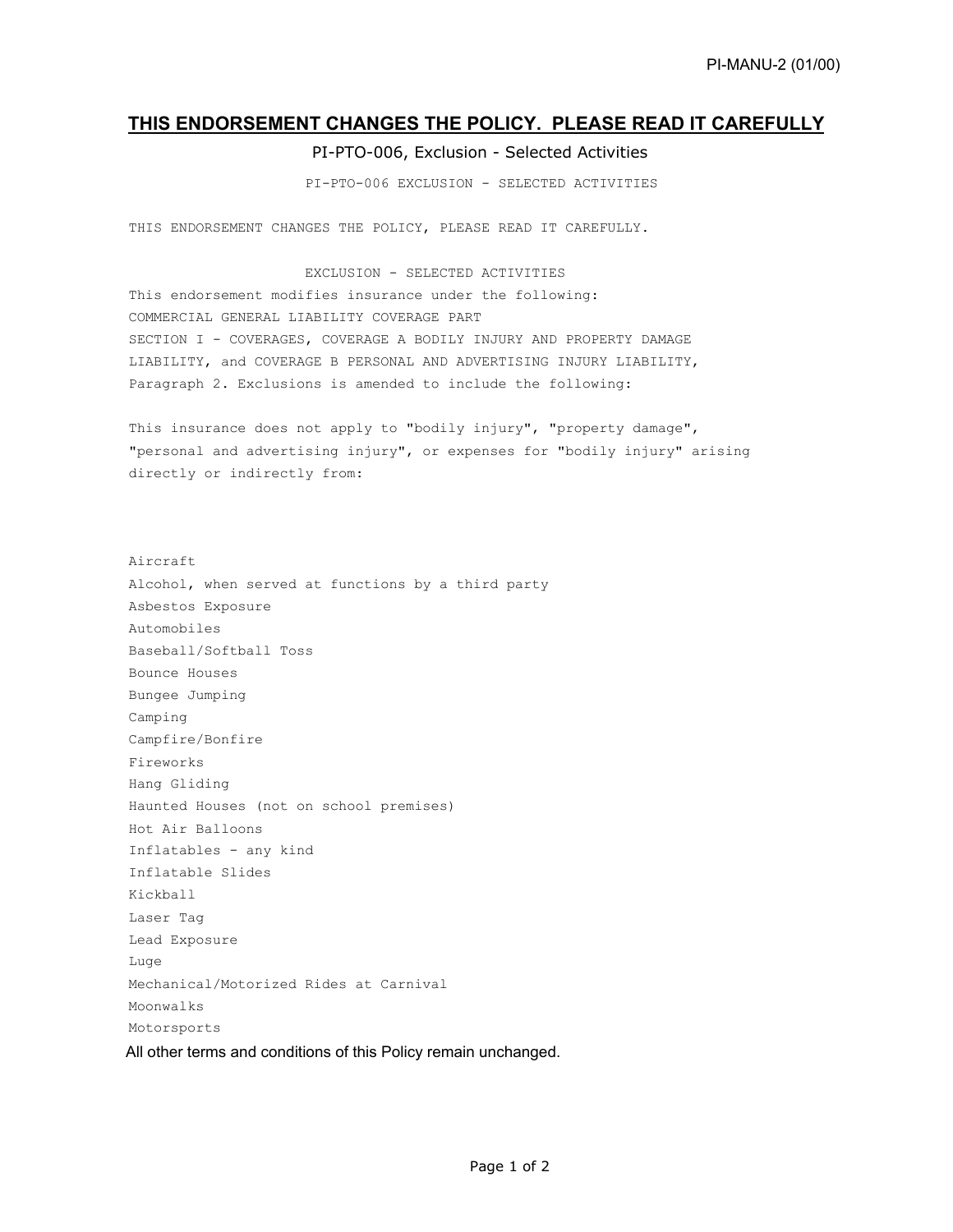# THIS ENDORSEMENT CHANGES THE POLICY. PLEASE READ IT CAREFULLY

PI-PTO-006, Exclusion - Selected Activities

PI-PTO-006 EXCLUSION - SELECTED ACTIVITIES

THIS ENDORSEMENT CHANGES THE POLICY, PLEASE READ IT CAREFULLY.

EXCLUSION - SELECTED ACTIVITIES

This endorsement modifies insurance under the following:
COMMERCIAL GENERAL LIABILITY COVERAGE PART
SECTION I - COVERAGES, COVERAGE A BODILY INJURY AND PROPERTY DAMAGE LIABILITY, and COVERAGE B PERSONAL AND ADVERTISING INJURY LIABILITY, Paragraph 2. Exclusions is amended to include the following:

This insurance does not apply to "bodily injury", "property damage", "personal and advertising injury", or expenses for "bodily injury" arising directly or indirectly from:

Aircraft
Alcohol, when served at functions by a third party
Asbestos Exposure
Automobiles
Baseball/Softball Toss
Bounce Houses
Bungee Jumping
Camping
Campfire/Bonfire
Fireworks
Hang Gliding
Haunted Houses (not on school premises)
Hot Air Balloons
Inflatables - any kind
Inflatable Slides
Kickball
Laser Tag
Lead Exposure
Luge
Mechanical/Motorized Rides at Carnival
Moonwalks
Motorsports

All other terms and conditions of this Policy remain unchanged.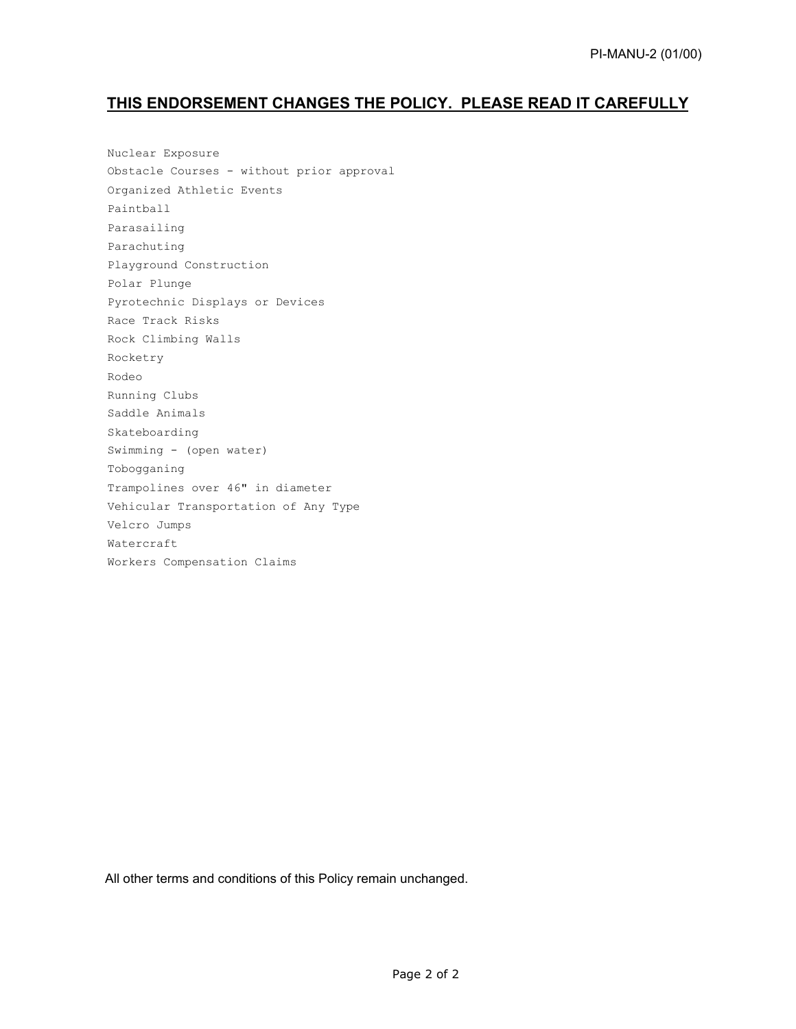## THIS ENDORSEMENT CHANGES THE POLICY. PLEASE READ IT CAREFULLY

Nuclear Exposure
Obstacle Courses - without prior approval
Organized Athletic Events
Paintball
Parasailing
Parachuting
Playground Construction
Polar Plunge
Pyrotechnic Displays or Devices
Race Track Risks
Rock Climbing Walls
Rocketry
Rodeo
Running Clubs
Saddle Animals
Skateboarding
Swimming - (open water)
Tobogganing
Trampolines over 46" in diameter
Vehicular Transportation of Any Type
Velcro Jumps
Watercraft
Workers Compensation Claims

All other terms and conditions of this Policy remain unchanged.